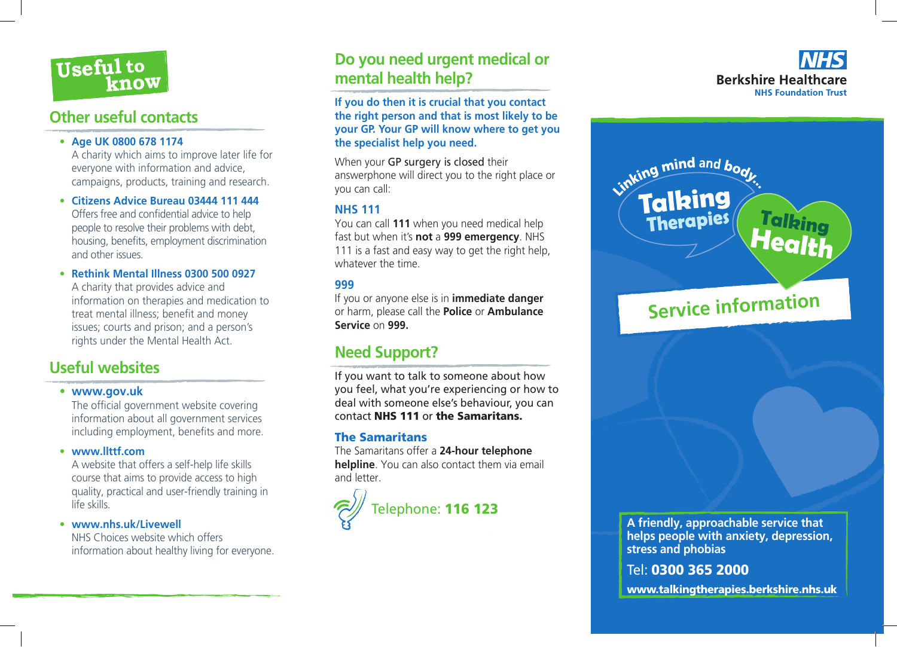# Useful to know

## Other useful contacts

- **Age UK 0800 678 1174**
  A charity which aims to improve later life for everyone with information and advice, campaigns, products, training and research.
- **Citizens Advice Bureau 03444 111 444**
  Offers free and confidential advice to help people to resolve their problems with debt, housing, benefits, employment discrimination and other issues.
- **Rethink Mental Illness 0300 500 0927**
  A charity that provides advice and information on therapies and medication to treat mental illness; benefit and money issues; courts and prison; and a person's rights under the Mental Health Act.

## Useful websites

- **www.gov.uk**
  The official government website covering information about all government services including employment, benefits and more.
- **www.llttf.com**
  A website that offers a self-help life skills course that aims to provide access to high quality, practical and user-friendly training in life skills.
- **www.nhs.uk/Livewell**
  NHS Choices website which offers information about healthy living for everyone.

## Do you need urgent medical or mental health help?

**If you do then it is crucial that you contact the right person and that is most likely to be your GP. Your GP will know where to get you the specialist help you need.**

When your GP surgery is closed their answerphone will direct you to the right place or you can call:

### NHS 111

You can call **111** when you need medical help fast but when it's **not** a **999 emergency**. NHS 111 is a fast and easy way to get the right help, whatever the time.

### 999

If you or anyone else is in **immediate danger** or harm, please call the **Police** or **Ambulance Service** on **999.**

## Need Support?

If you want to talk to someone about how you feel, what you're experiencing or how to deal with someone else's behaviour, you can contact **NHS 111** or **the Samaritans.**

### The Samaritans

The Samaritans offer a **24-hour telephone helpline**. You can also contact them via email and letter.

Telephone: **116 123**

NHS Berkshire Healthcare NHS Foundation Trust

Linking mind and body... Talking Therapies Talking Health

## Service information

**A friendly, approachable service that helps people with anxiety, depression, stress and phobias**

Tel: **0300 365 2000**

**www.talkingtherapies.berkshire.nhs.uk**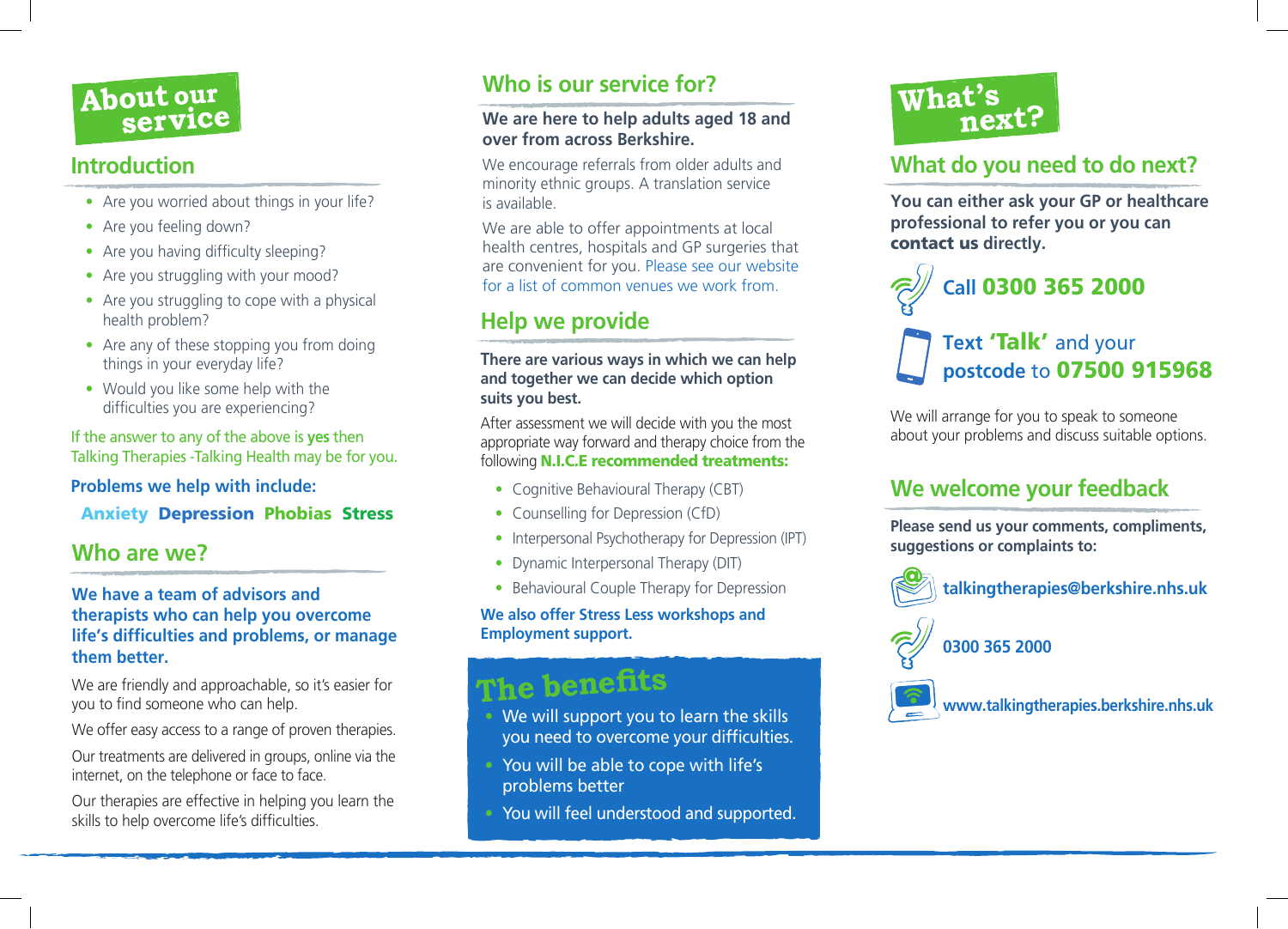# About our service

## Introduction

- Are you worried about things in your life?
- Are you feeling down?
- Are you having difficulty sleeping?
- Are you struggling with your mood?
- Are you struggling to cope with a physical health problem?
- Are any of these stopping you from doing things in your everyday life?
- Would you like some help with the difficulties you are experiencing?

If the answer to any of the above is **yes** then Talking Therapies -Talking Health may be for you.

**Problems we help with include:**

**Anxiety Depression Phobias Stress**

## Who are we?

**We have a team of advisors and therapists who can help you overcome life's difficulties and problems, or manage them better.**

We are friendly and approachable, so it's easier for you to find someone who can help.

We offer easy access to a range of proven therapies.

Our treatments are delivered in groups, online via the internet, on the telephone or face to face.

Our therapies are effective in helping you learn the skills to help overcome life's difficulties.

## Who is our service for?

**We are here to help adults aged 18 and over from across Berkshire.**

We encourage referrals from older adults and minority ethnic groups. A translation service is available.

We are able to offer appointments at local health centres, hospitals and GP surgeries that are convenient for you. Please see our website for a list of common venues we work from.

## Help we provide

**There are various ways in which we can help and together we can decide which option suits you best.**

After assessment we will decide with you the most appropriate way forward and therapy choice from the following **N.I.C.E recommended treatments:**

- Cognitive Behavioural Therapy (CBT)
- Counselling for Depression (CfD)
- Interpersonal Psychotherapy for Depression (IPT)
- Dynamic Interpersonal Therapy (DIT)
- Behavioural Couple Therapy for Depression

**We also offer Stress Less workshops and Employment support.**

## The benefits

- We will support you to learn the skills you need to overcome your difficulties.
- You will be able to cope with life's problems better
- You will feel understood and supported.

# What's next?

## What do you need to do next?

**You can either ask your GP or healthcare professional to refer you or you can contact us directly.**

**Call 0300 365 2000**

**Text 'Talk' and your postcode to 07500 915968**

We will arrange for you to speak to someone about your problems and discuss suitable options.

## We welcome your feedback

**Please send us your comments, compliments, suggestions or complaints to:**

**talkingtherapies@berkshire.nhs.uk**

**0300 365 2000**

**www.talkingtherapies.berkshire.nhs.uk**